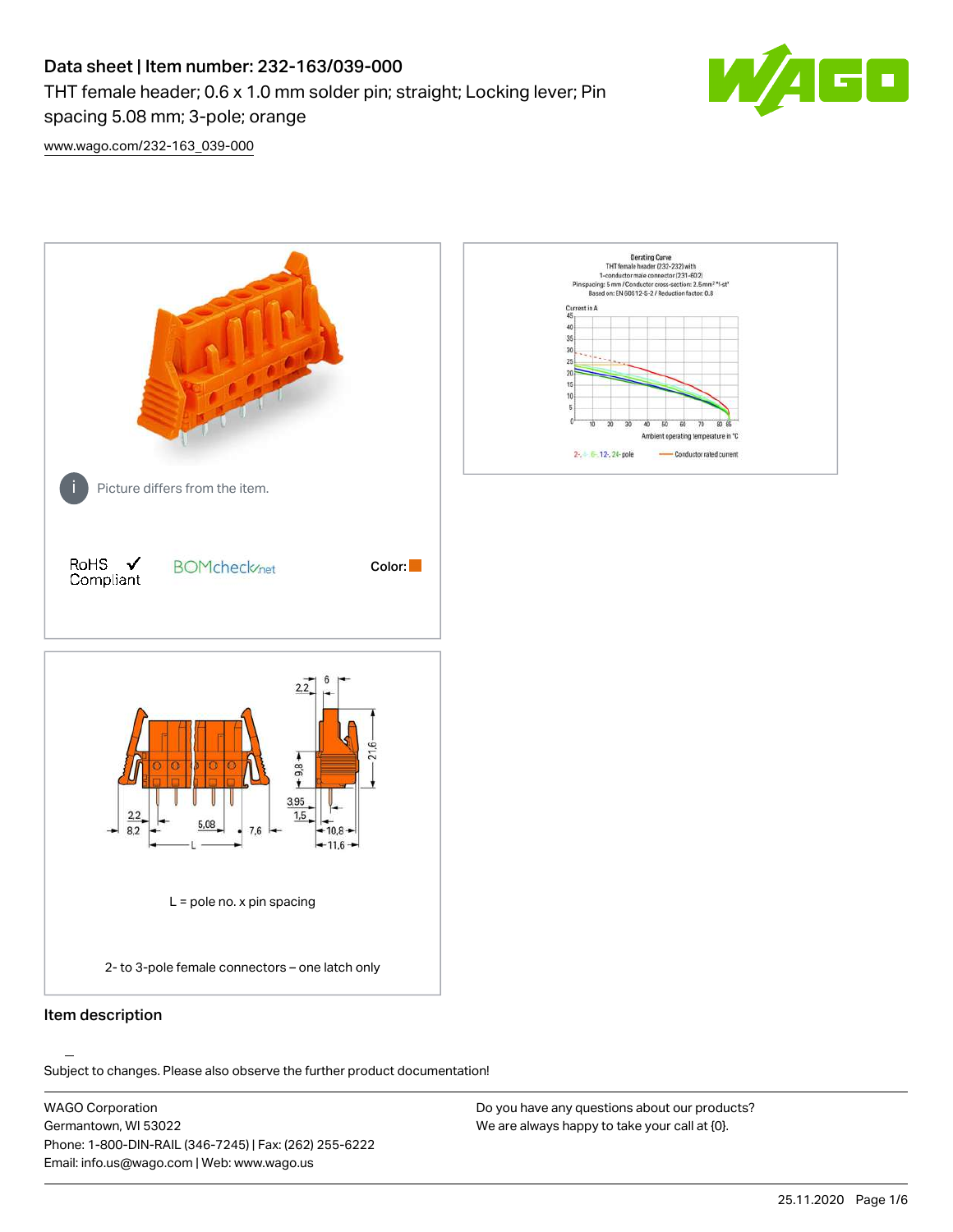# Data sheet | Item number: 232-163/039-000

THT female header; 0.6 x 1.0 mm solder pin; straight; Locking lever; Pin spacing 5.08 mm; 3-pole; orange

www.wago.com/232-163_039-000

Picture differs from the item.

RoHS ✓ Compliant

BOMcheck.net

Color:

Derating Curve
THT female header (232-232) with
1-conductor male connector (231-602)
Pin spacing: 5 mm / Conductor cross-section: 2.5 mm² "l-st"
Based on: EN 60512-5-2 / Reduction factor: 0.8

Current in A

Ambient operating temperature in °C

2-, 4-, 6-, 12-, 24-pole — Conductor rated current

L = pole no. x pin spacing

2- to 3-pole female connectors – one latch only

## Item description

Subject to changes. Please also observe the further product documentation!

WAGO Corporation
Germantown, WI 53022
Phone: 1-800-DIN-RAIL (346-7245) | Fax: (262) 255-6222
Email: info.us@wago.com | Web: www.wago.us

Do you have any questions about our products?
We are always happy to take your call at {0}.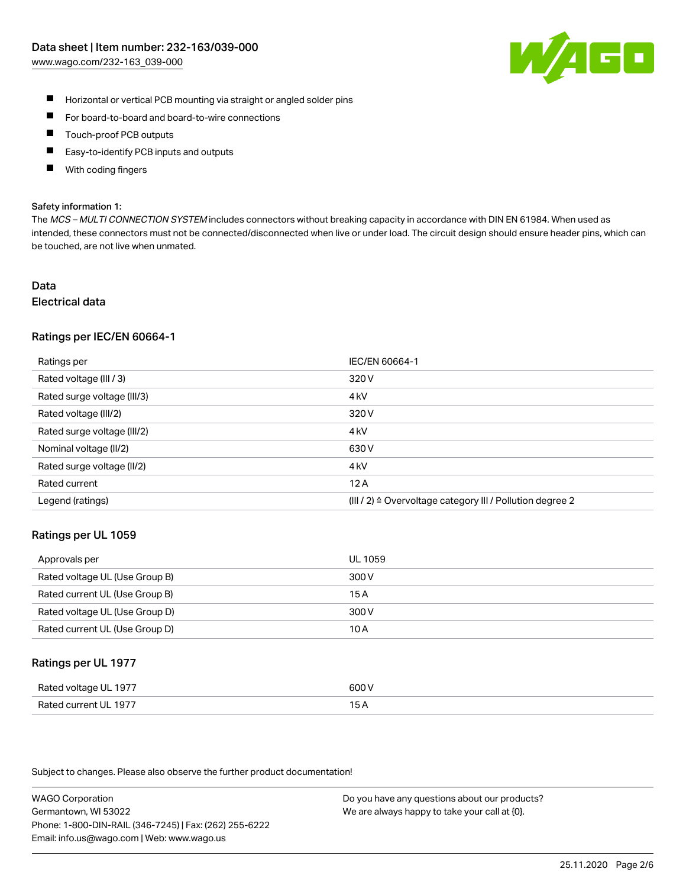- Horizontal or vertical PCB mounting via straight or angled solder pins
- For board-to-board and board-to-wire connections
- Touch-proof PCB outputs
- Easy-to-identify PCB inputs and outputs
- With coding fingers

**Safety information 1:**

The *MCS – MULTI CONNECTION SYSTEM* includes connectors without breaking capacity in accordance with DIN EN 61984. When used as intended, these connectors must not be connected/disconnected when live or under load. The circuit design should ensure header pins, which can be touched, are not live when unmated.

# Data

## Electrical data

### Ratings per IEC/EN 60664-1

| Ratings per | IEC/EN 60664-1 |
|---|---|
| Rated voltage (III / 3) | 320 V |
| Rated surge voltage (III/3) | 4 kV |
| Rated voltage (III/2) | 320 V |
| Rated surge voltage (III/2) | 4 kV |
| Nominal voltage (II/2) | 630 V |
| Rated surge voltage (II/2) | 4 kV |
| Rated current | 12 A |
| Legend (ratings) | (III / 2) ≙ Overvoltage category III / Pollution degree 2 |

### Ratings per UL 1059

| Approvals per | UL 1059 |
|---|---|
| Rated voltage UL (Use Group B) | 300 V |
| Rated current UL (Use Group B) | 15 A |
| Rated voltage UL (Use Group D) | 300 V |
| Rated current UL (Use Group D) | 10 A |

### Ratings per UL 1977

| Rated voltage UL 1977 | 600 V |
|---|---|
| Rated current UL 1977 | 15 A |

Subject to changes. Please also observe the further product documentation!

WAGO Corporation
Germantown, WI 53022
Phone: 1-800-DIN-RAIL (346-7245) | Fax: (262) 255-6222
Email: info.us@wago.com | Web: www.wago.us

Do you have any questions about our products?
We are always happy to take your call at {0}.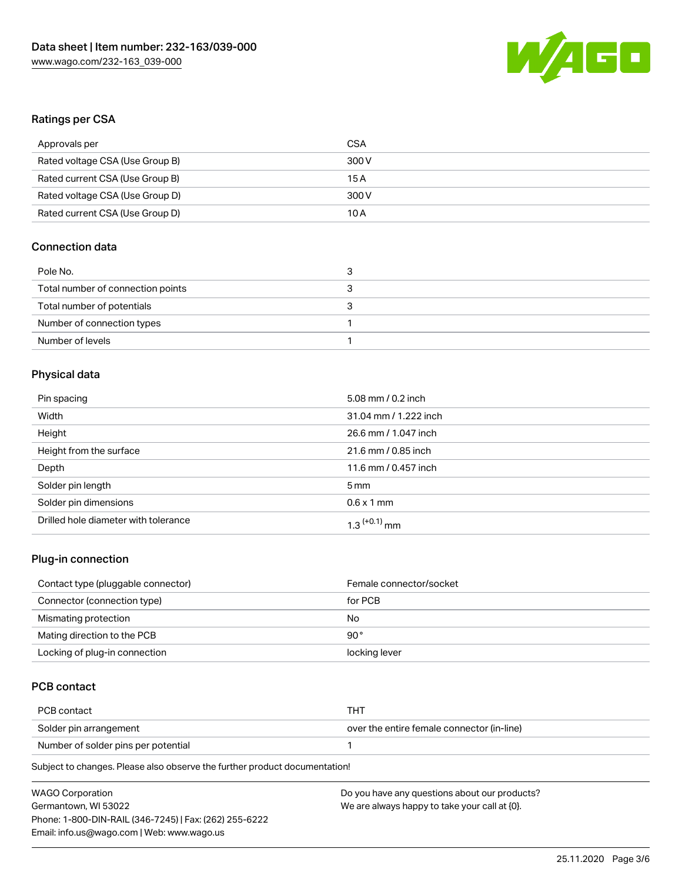## Ratings per CSA

| Approvals per | CSA |
| --- | --- |
| Rated voltage CSA (Use Group B) | 300 V |
| Rated current CSA (Use Group B) | 15 A |
| Rated voltage CSA (Use Group D) | 300 V |
| Rated current CSA (Use Group D) | 10 A |

## Connection data

| Pole No. | 3 |
| --- | --- |
| Total number of connection points | 3 |
| Total number of potentials | 3 |
| Number of connection types | 1 |
| Number of levels | 1 |

## Physical data

| Pin spacing | 5.08 mm / 0.2 inch |
| --- | --- |
| Width | 31.04 mm / 1.222 inch |
| Height | 26.6 mm / 1.047 inch |
| Height from the surface | 21.6 mm / 0.85 inch |
| Depth | 11.6 mm / 0.457 inch |
| Solder pin length | 5 mm |
| Solder pin dimensions | 0.6 x 1 mm |
| Drilled hole diameter with tolerance | $1.3^{(+0.1)}$ mm |

## Plug-in connection

| Contact type (pluggable connector) | Female connector/socket |
| --- | --- |
| Connector (connection type) | for PCB |
| Mismating protection | No |
| Mating direction to the PCB | 90 ° |
| Locking of plug-in connection | locking lever |

## PCB contact

| PCB contact | THT |
| --- | --- |
| Solder pin arrangement | over the entire female connector (in-line) |
| Number of solder pins per potential | 1 |

Subject to changes. Please also observe the further product documentation!

WAGO Corporation
Germantown, WI 53022
Phone: 1-800-DIN-RAIL (346-7245) | Fax: (262) 255-6222
Email: info.us@wago.com | Web: www.wago.us

Do you have any questions about our products?
We are always happy to take your call at {0}.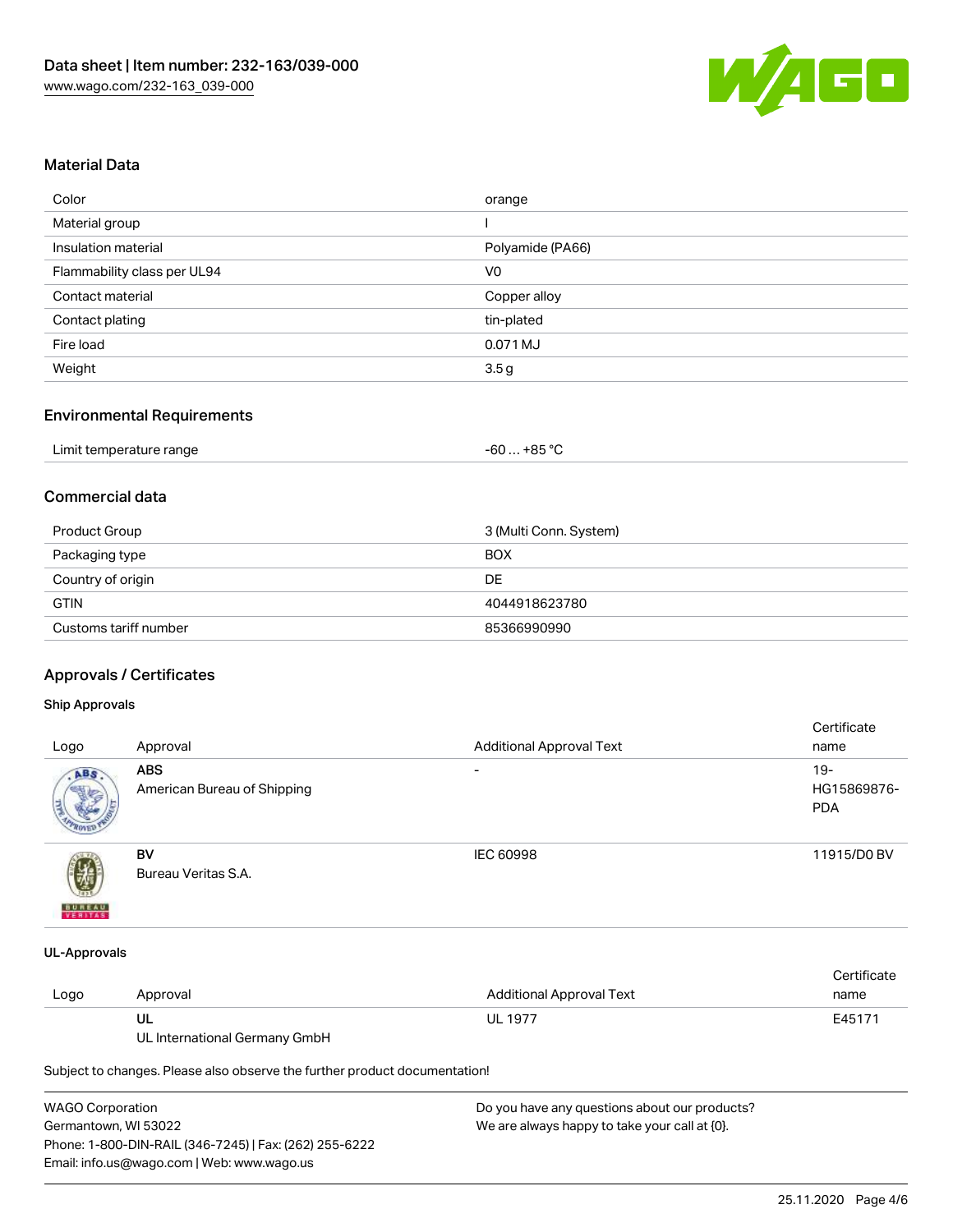## Material Data

| | |
|---|---|
| Color | orange |
| Material group | I |
| Insulation material | Polyamide (PA66) |
| Flammability class per UL94 | V0 |
| Contact material | Copper alloy |
| Contact plating | tin-plated |
| Fire load | 0.071 MJ |
| Weight | 3.5 g |

## Environmental Requirements

| | |
|---|---|
| Limit temperature range | -60 … +85 °C |

## Commercial data

| | |
|---|---|
| Product Group | 3 (Multi Conn. System) |
| Packaging type | BOX |
| Country of origin | DE |
| GTIN | 4044918623780 |
| Customs tariff number | 85366990990 |

## Approvals / Certificates

### Ship Approvals

| Logo | Approval | Additional Approval Text | Certificate name |
|---|---|---|---|
| | **ABS**<br>American Bureau of Shipping | - | 19-HG15869876-PDA |
| | **BV**<br>Bureau Veritas S.A. | IEC 60998 | 11915/D0 BV |

### UL-Approvals

| Logo | Approval | Additional Approval Text | Certificate name |
|---|---|---|---|
| | **UL**<br>UL International Germany GmbH | UL 1977 | E45171 |

Subject to changes. Please also observe the further product documentation!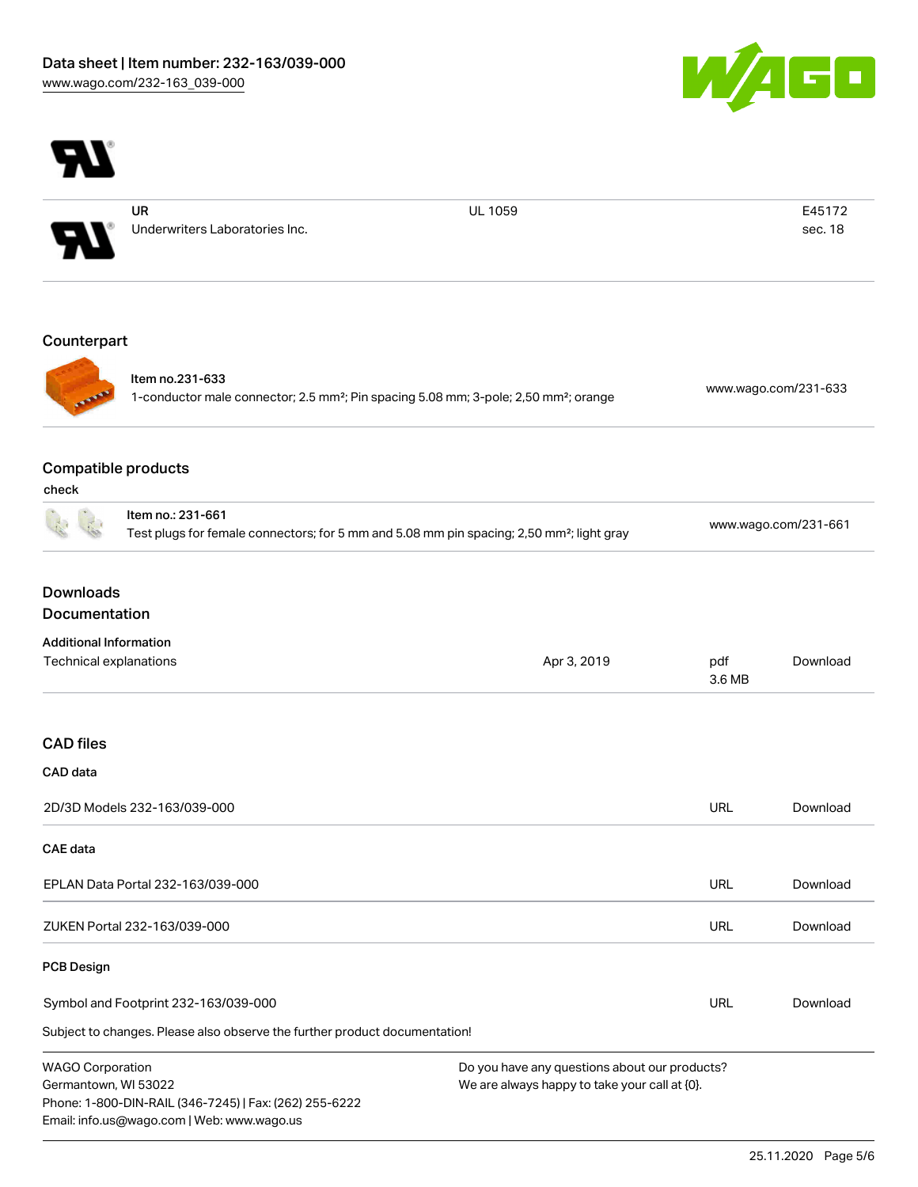| | UR Underwriters Laboratories Inc. | UL 1059 | E45172 sec. 18 |
|---|---|---|---|

## Counterpart

| Item no.231-633 1-conductor male connector; 2.5 mm²; Pin spacing 5.08 mm; 3-pole; 2,50 mm²; orange | www.wago.com/231-633 |
|---|---|

## Compatible products

check

| Item no.: 231-661 Test plugs for female connectors; for 5 mm and 5.08 mm pin spacing; 2,50 mm²; light gray | www.wago.com/231-661 |
|---|---|

## Downloads

## Documentation

### Additional Information

| Technical explanations | Apr 3, 2019 | pdf 3.6 MB | Download |
|---|---|---|---|

## CAD files

### CAD data

| 2D/3D Models 232-163/039-000 | URL | Download |
|---|---|---|

### CAE data

| EPLAN Data Portal 232-163/039-000 | URL | Download |
|---|---|---|
| ZUKEN Portal 232-163/039-000 | URL | Download |

### PCB Design

| Symbol and Footprint 232-163/039-000 | URL | Download |
|---|---|---|

Subject to changes. Please also observe the further product documentation!

WAGO Corporation
Germantown, WI 53022
Phone: 1-800-DIN-RAIL (346-7245) | Fax: (262) 255-6222
Email: info.us@wago.com | Web: www.wago.us

Do you have any questions about our products?
We are always happy to take your call at {0}.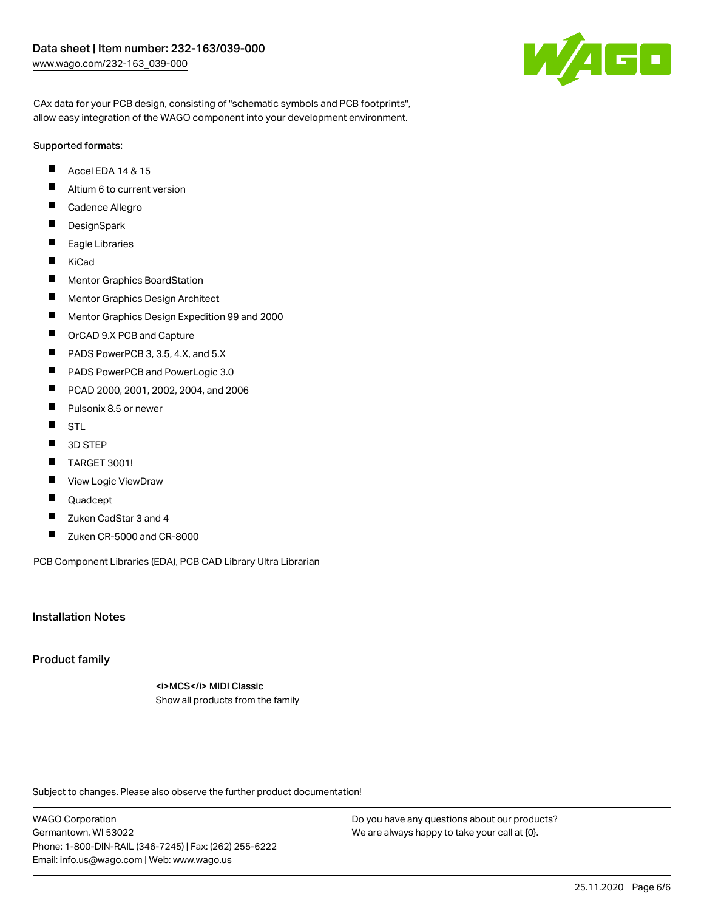CAx data for your PCB design, consisting of "schematic symbols and PCB footprints", allow easy integration of the WAGO component into your development environment.

Supported formats:

- Accel EDA 14 & 15
- Altium 6 to current version
- Cadence Allegro
- DesignSpark
- Eagle Libraries
- KiCad
- Mentor Graphics BoardStation
- Mentor Graphics Design Architect
- Mentor Graphics Design Expedition 99 and 2000
- OrCAD 9.X PCB and Capture
- PADS PowerPCB 3, 3.5, 4.X, and 5.X
- PADS PowerPCB and PowerLogic 3.0
- PCAD 2000, 2001, 2002, 2004, and 2006
- Pulsonix 8.5 or newer
- STL
- 3D STEP
- TARGET 3001!
- View Logic ViewDraw
- Quadcept
- Zuken CadStar 3 and 4
- Zuken CR-5000 and CR-8000

PCB Component Libraries (EDA), PCB CAD Library Ultra Librarian

## Installation Notes

## Product family

<i>MCS</i> MIDI Classic
Show all products from the family

Subject to changes. Please also observe the further product documentation!

WAGO Corporation
Germantown, WI 53022
Phone: 1-800-DIN-RAIL (346-7245) | Fax: (262) 255-6222
Email: info.us@wago.com | Web: www.wago.us

Do you have any questions about our products?
We are always happy to take your call at {0}.